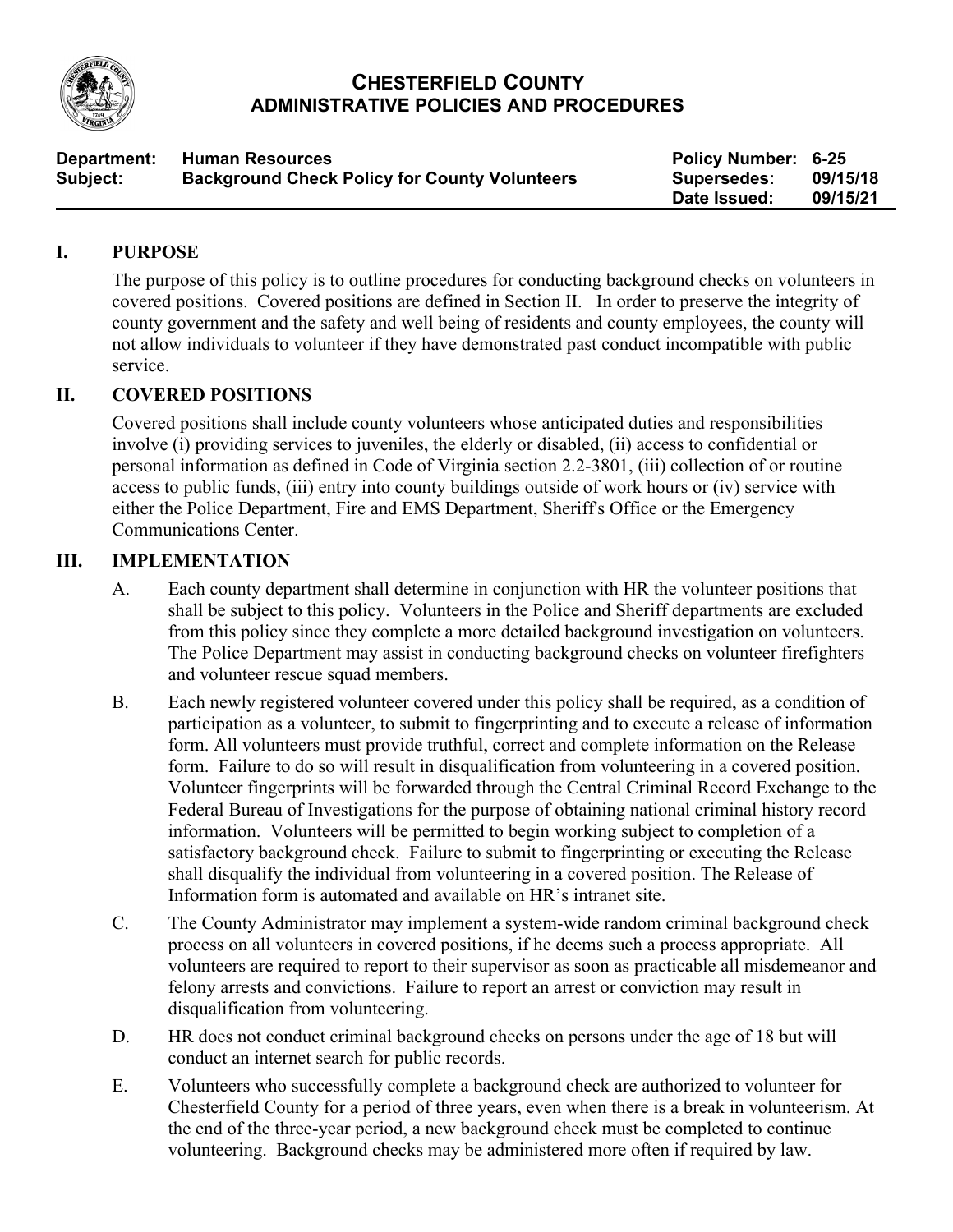# CHESTERFIELD COUNTY
## ADMINISTRATIVE POLICIES AND PROCEDURES

| | | | |
|---|---|---|---|
| **Department:** | **Human Resources** | **Policy Number:** | **6-25** |
| **Subject:** | **Background Check Policy for County Volunteers** | **Supersedes:** | **09/15/18** |
| | | **Date Issued:** | **09/15/21** |

## I. PURPOSE

The purpose of this policy is to outline procedures for conducting background checks on volunteers in covered positions. Covered positions are defined in Section II. In order to preserve the integrity of county government and the safety and well being of residents and county employees, the county will not allow individuals to volunteer if they have demonstrated past conduct incompatible with public service.

## II. COVERED POSITIONS

Covered positions shall include county volunteers whose anticipated duties and responsibilities involve (i) providing services to juveniles, the elderly or disabled, (ii) access to confidential or personal information as defined in Code of Virginia section 2.2-3801, (iii) collection of or routine access to public funds, (iii) entry into county buildings outside of work hours or (iv) service with either the Police Department, Fire and EMS Department, Sheriff's Office or the Emergency Communications Center.

## III. IMPLEMENTATION

A. Each county department shall determine in conjunction with HR the volunteer positions that shall be subject to this policy. Volunteers in the Police and Sheriff departments are excluded from this policy since they complete a more detailed background investigation on volunteers. The Police Department may assist in conducting background checks on volunteer firefighters and volunteer rescue squad members.

B. Each newly registered volunteer covered under this policy shall be required, as a condition of participation as a volunteer, to submit to fingerprinting and to execute a release of information form. All volunteers must provide truthful, correct and complete information on the Release form. Failure to do so will result in disqualification from volunteering in a covered position. Volunteer fingerprints will be forwarded through the Central Criminal Record Exchange to the Federal Bureau of Investigations for the purpose of obtaining national criminal history record information. Volunteers will be permitted to begin working subject to completion of a satisfactory background check. Failure to submit to fingerprinting or executing the Release shall disqualify the individual from volunteering in a covered position. The Release of Information form is automated and available on HR's intranet site.

C. The County Administrator may implement a system-wide random criminal background check process on all volunteers in covered positions, if he deems such a process appropriate. All volunteers are required to report to their supervisor as soon as practicable all misdemeanor and felony arrests and convictions. Failure to report an arrest or conviction may result in disqualification from volunteering.

D. HR does not conduct criminal background checks on persons under the age of 18 but will conduct an internet search for public records.

E. Volunteers who successfully complete a background check are authorized to volunteer for Chesterfield County for a period of three years, even when there is a break in volunteerism. At the end of the three-year period, a new background check must be completed to continue volunteering. Background checks may be administered more often if required by law.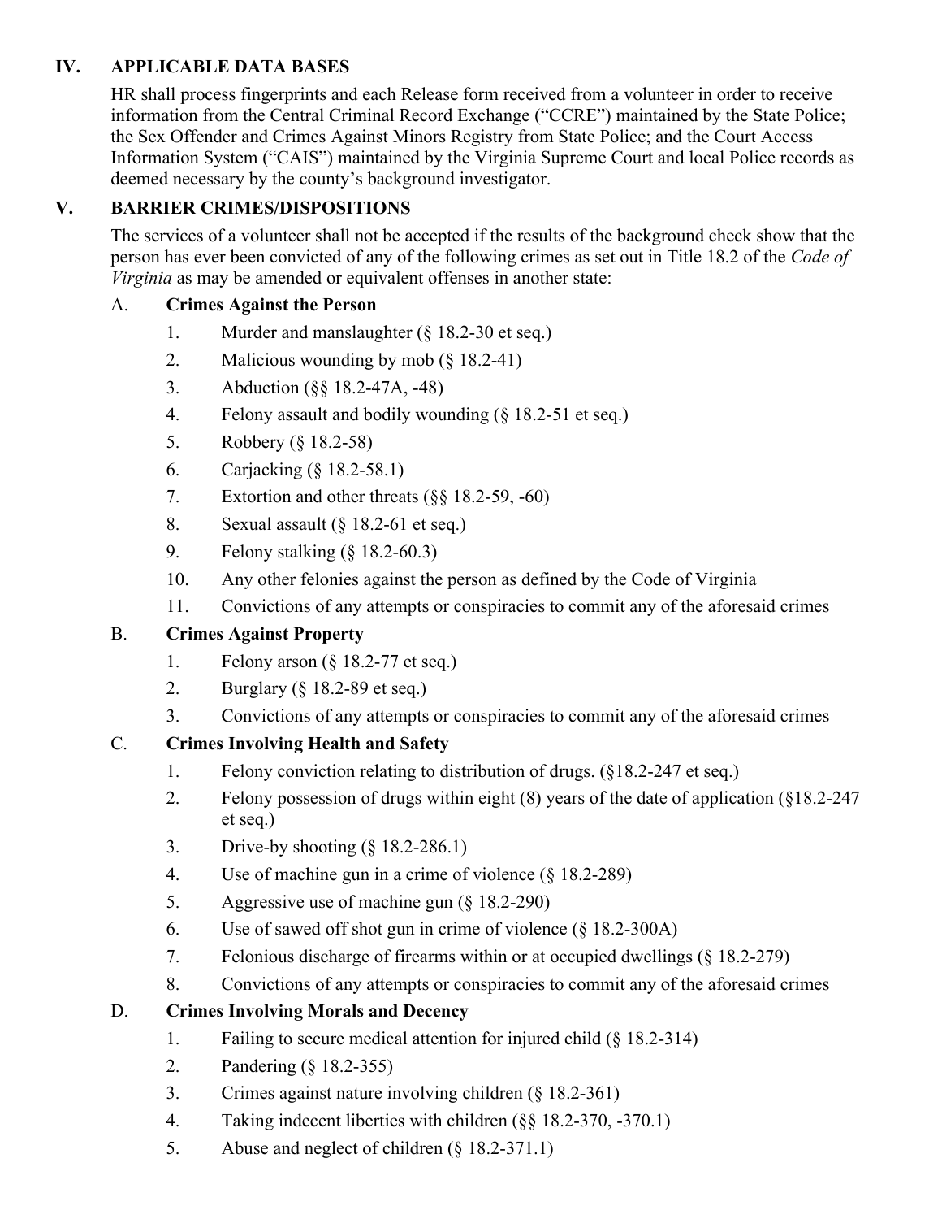## IV. APPLICABLE DATA BASES

HR shall process fingerprints and each Release form received from a volunteer in order to receive information from the Central Criminal Record Exchange ("CCRE") maintained by the State Police; the Sex Offender and Crimes Against Minors Registry from State Police; and the Court Access Information System ("CAIS") maintained by the Virginia Supreme Court and local Police records as deemed necessary by the county's background investigator.

## V. BARRIER CRIMES/DISPOSITIONS

The services of a volunteer shall not be accepted if the results of the background check show that the person has ever been convicted of any of the following crimes as set out in Title 18.2 of the *Code of Virginia* as may be amended or equivalent offenses in another state:

A. **Crimes Against the Person**

1. Murder and manslaughter (§ 18.2-30 et seq.)
2. Malicious wounding by mob (§ 18.2-41)
3. Abduction (§§ 18.2-47A, -48)
4. Felony assault and bodily wounding (§ 18.2-51 et seq.)
5. Robbery (§ 18.2-58)
6. Carjacking (§ 18.2-58.1)
7. Extortion and other threats (§§ 18.2-59, -60)
8. Sexual assault (§ 18.2-61 et seq.)
9. Felony stalking (§ 18.2-60.3)
10. Any other felonies against the person as defined by the Code of Virginia
11. Convictions of any attempts or conspiracies to commit any of the aforesaid crimes

B. **Crimes Against Property**

1. Felony arson (§ 18.2-77 et seq.)
2. Burglary (§ 18.2-89 et seq.)
3. Convictions of any attempts or conspiracies to commit any of the aforesaid crimes

C. **Crimes Involving Health and Safety**

1. Felony conviction relating to distribution of drugs. (§18.2-247 et seq.)
2. Felony possession of drugs within eight (8) years of the date of application (§18.2-247 et seq.)
3. Drive-by shooting (§ 18.2-286.1)
4. Use of machine gun in a crime of violence (§ 18.2-289)
5. Aggressive use of machine gun (§ 18.2-290)
6. Use of sawed off shot gun in crime of violence (§ 18.2-300A)
7. Felonious discharge of firearms within or at occupied dwellings (§ 18.2-279)
8. Convictions of any attempts or conspiracies to commit any of the aforesaid crimes

D. **Crimes Involving Morals and Decency**

1. Failing to secure medical attention for injured child (§ 18.2-314)
2. Pandering (§ 18.2-355)
3. Crimes against nature involving children (§ 18.2-361)
4. Taking indecent liberties with children (§§ 18.2-370, -370.1)
5. Abuse and neglect of children (§ 18.2-371.1)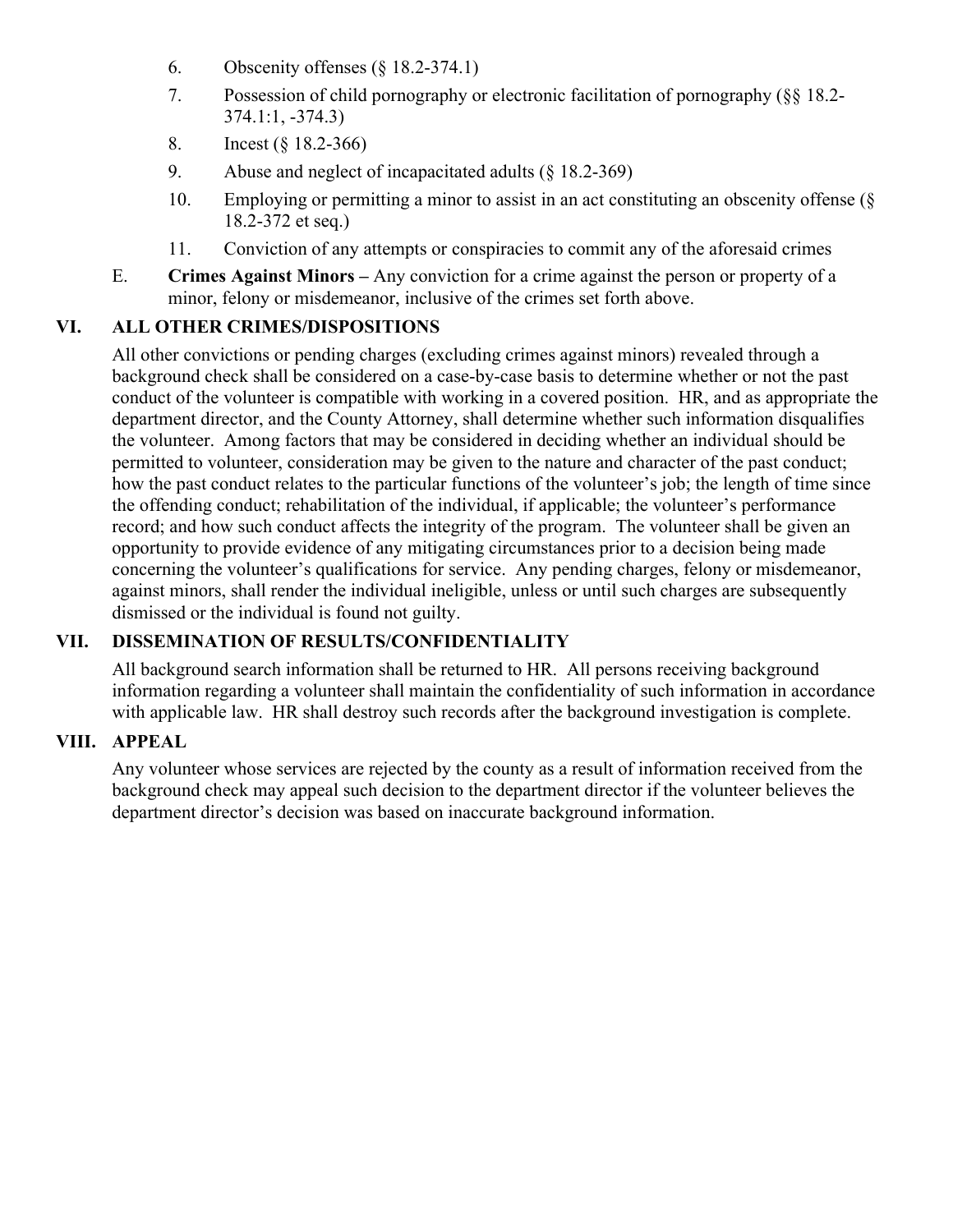6. Obscenity offenses (§ 18.2-374.1)
7. Possession of child pornography or electronic facilitation of pornography (§§ 18.2-374.1:1, -374.3)
8. Incest (§ 18.2-366)
9. Abuse and neglect of incapacitated adults (§ 18.2-369)
10. Employing or permitting a minor to assist in an act constituting an obscenity offense (§ 18.2-372 et seq.)
11. Conviction of any attempts or conspiracies to commit any of the aforesaid crimes

E. **Crimes Against Minors –** Any conviction for a crime against the person or property of a minor, felony or misdemeanor, inclusive of the crimes set forth above.

## VI. ALL OTHER CRIMES/DISPOSITIONS

All other convictions or pending charges (excluding crimes against minors) revealed through a background check shall be considered on a case-by-case basis to determine whether or not the past conduct of the volunteer is compatible with working in a covered position. HR, and as appropriate the department director, and the County Attorney, shall determine whether such information disqualifies the volunteer. Among factors that may be considered in deciding whether an individual should be permitted to volunteer, consideration may be given to the nature and character of the past conduct; how the past conduct relates to the particular functions of the volunteer's job; the length of time since the offending conduct; rehabilitation of the individual, if applicable; the volunteer's performance record; and how such conduct affects the integrity of the program. The volunteer shall be given an opportunity to provide evidence of any mitigating circumstances prior to a decision being made concerning the volunteer's qualifications for service. Any pending charges, felony or misdemeanor, against minors, shall render the individual ineligible, unless or until such charges are subsequently dismissed or the individual is found not guilty.

## VII. DISSEMINATION OF RESULTS/CONFIDENTIALITY

All background search information shall be returned to HR. All persons receiving background information regarding a volunteer shall maintain the confidentiality of such information in accordance with applicable law. HR shall destroy such records after the background investigation is complete.

## VIII. APPEAL

Any volunteer whose services are rejected by the county as a result of information received from the background check may appeal such decision to the department director if the volunteer believes the department director's decision was based on inaccurate background information.